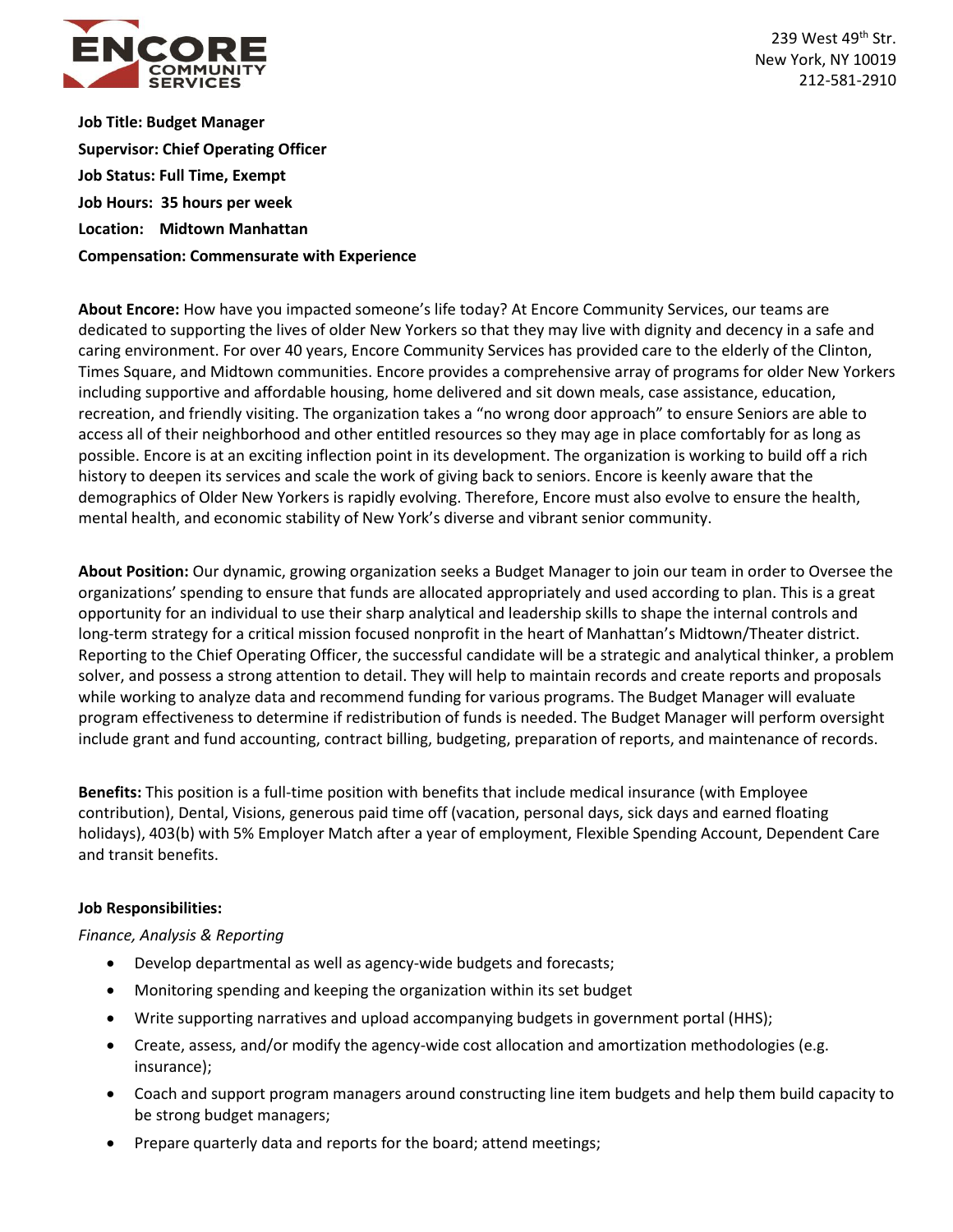239 West 49th Str.
New York, NY 10019
212-581-2910

**Job Title: Budget Manager**

**Supervisor: Chief Operating Officer**

**Job Status: Full Time, Exempt**

**Job Hours: 35 hours per week**

**Location: Midtown Manhattan**

**Compensation: Commensurate with Experience**

**About Encore:** How have you impacted someone's life today? At Encore Community Services, our teams are dedicated to supporting the lives of older New Yorkers so that they may live with dignity and decency in a safe and caring environment. For over 40 years, Encore Community Services has provided care to the elderly of the Clinton, Times Square, and Midtown communities. Encore provides a comprehensive array of programs for older New Yorkers including supportive and affordable housing, home delivered and sit down meals, case assistance, education, recreation, and friendly visiting. The organization takes a "no wrong door approach" to ensure Seniors are able to access all of their neighborhood and other entitled resources so they may age in place comfortably for as long as possible. Encore is at an exciting inflection point in its development. The organization is working to build off a rich history to deepen its services and scale the work of giving back to seniors. Encore is keenly aware that the demographics of Older New Yorkers is rapidly evolving. Therefore, Encore must also evolve to ensure the health, mental health, and economic stability of New York's diverse and vibrant senior community.

**About Position:** Our dynamic, growing organization seeks a Budget Manager to join our team in order to Oversee the organizations' spending to ensure that funds are allocated appropriately and used according to plan. This is a great opportunity for an individual to use their sharp analytical and leadership skills to shape the internal controls and long-term strategy for a critical mission focused nonprofit in the heart of Manhattan's Midtown/Theater district. Reporting to the Chief Operating Officer, the successful candidate will be a strategic and analytical thinker, a problem solver, and possess a strong attention to detail. They will help to maintain records and create reports and proposals while working to analyze data and recommend funding for various programs. The Budget Manager will evaluate program effectiveness to determine if redistribution of funds is needed. The Budget Manager will perform oversight include grant and fund accounting, contract billing, budgeting, preparation of reports, and maintenance of records.

**Benefits:** This position is a full-time position with benefits that include medical insurance (with Employee contribution), Dental, Visions, generous paid time off (vacation, personal days, sick days and earned floating holidays), 403(b) with 5% Employer Match after a year of employment, Flexible Spending Account, Dependent Care and transit benefits.

**Job Responsibilities:**

*Finance, Analysis & Reporting*

- Develop departmental as well as agency-wide budgets and forecasts;
- Monitoring spending and keeping the organization within its set budget
- Write supporting narratives and upload accompanying budgets in government portal (HHS);
- Create, assess, and/or modify the agency-wide cost allocation and amortization methodologies (e.g. insurance);
- Coach and support program managers around constructing line item budgets and help them build capacity to be strong budget managers;
- Prepare quarterly data and reports for the board; attend meetings;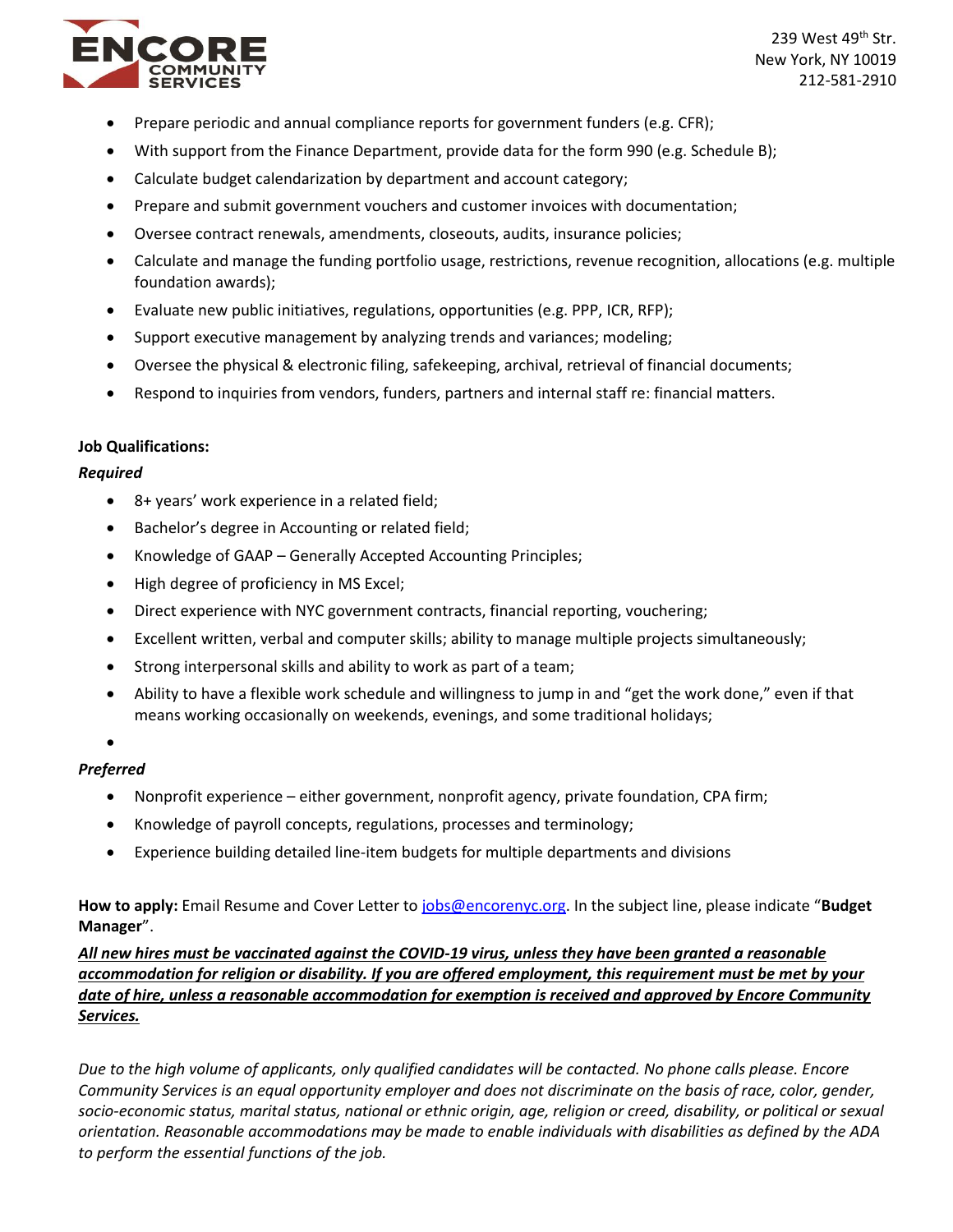- Prepare periodic and annual compliance reports for government funders (e.g. CFR);
- With support from the Finance Department, provide data for the form 990 (e.g. Schedule B);
- Calculate budget calendarization by department and account category;
- Prepare and submit government vouchers and customer invoices with documentation;
- Oversee contract renewals, amendments, closeouts, audits, insurance policies;
- Calculate and manage the funding portfolio usage, restrictions, revenue recognition, allocations (e.g. multiple foundation awards);
- Evaluate new public initiatives, regulations, opportunities (e.g. PPP, ICR, RFP);
- Support executive management by analyzing trends and variances; modeling;
- Oversee the physical & electronic filing, safekeeping, archival, retrieval of financial documents;
- Respond to inquiries from vendors, funders, partners and internal staff re: financial matters.

**Job Qualifications:**

***Required***

- 8+ years' work experience in a related field;
- Bachelor's degree in Accounting or related field;
- Knowledge of GAAP – Generally Accepted Accounting Principles;
- High degree of proficiency in MS Excel;
- Direct experience with NYC government contracts, financial reporting, vouchering;
- Excellent written, verbal and computer skills; ability to manage multiple projects simultaneously;
- Strong interpersonal skills and ability to work as part of a team;
- Ability to have a flexible work schedule and willingness to jump in and "get the work done," even if that means working occasionally on weekends, evenings, and some traditional holidays;

***Preferred***

- Nonprofit experience – either government, nonprofit agency, private foundation, CPA firm;
- Knowledge of payroll concepts, regulations, processes and terminology;
- Experience building detailed line-item budgets for multiple departments and divisions

**How to apply:** Email Resume and Cover Letter to jobs@encorenyc.org. In the subject line, please indicate "**Budget Manager**".

***All new hires must be vaccinated against the COVID-19 virus, unless they have been granted a reasonable accommodation for religion or disability. If you are offered employment, this requirement must be met by your date of hire, unless a reasonable accommodation for exemption is received and approved by Encore Community Services.***

*Due to the high volume of applicants, only qualified candidates will be contacted. No phone calls please. Encore Community Services is an equal opportunity employer and does not discriminate on the basis of race, color, gender, socio-economic status, marital status, national or ethnic origin, age, religion or creed, disability, or political or sexual orientation. Reasonable accommodations may be made to enable individuals with disabilities as defined by the ADA to perform the essential functions of the job.*